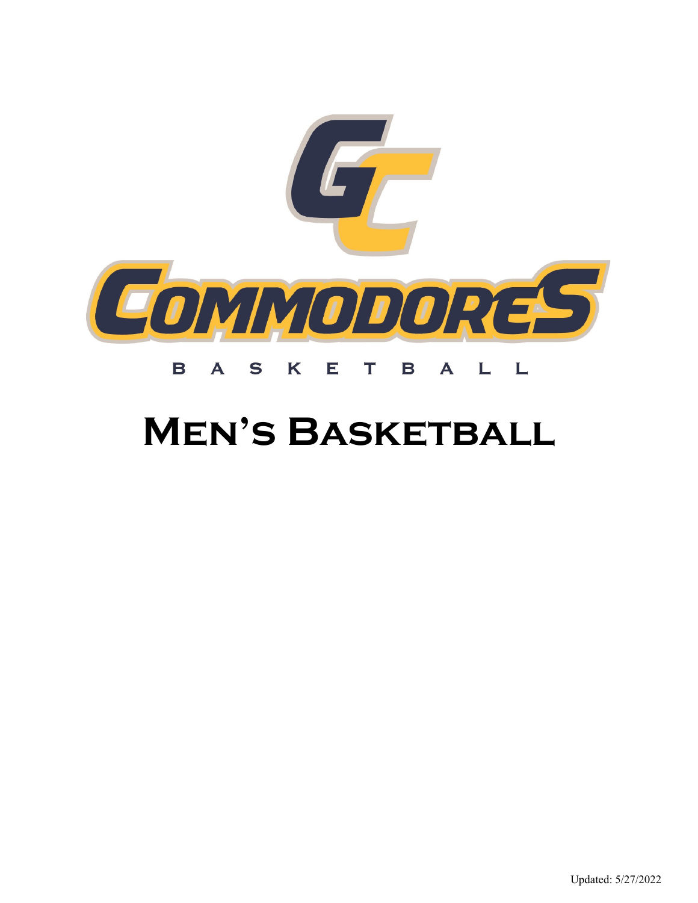GC

COMMODORES

BASKETBALL

# Men's Basketball

Updated: 5/27/2022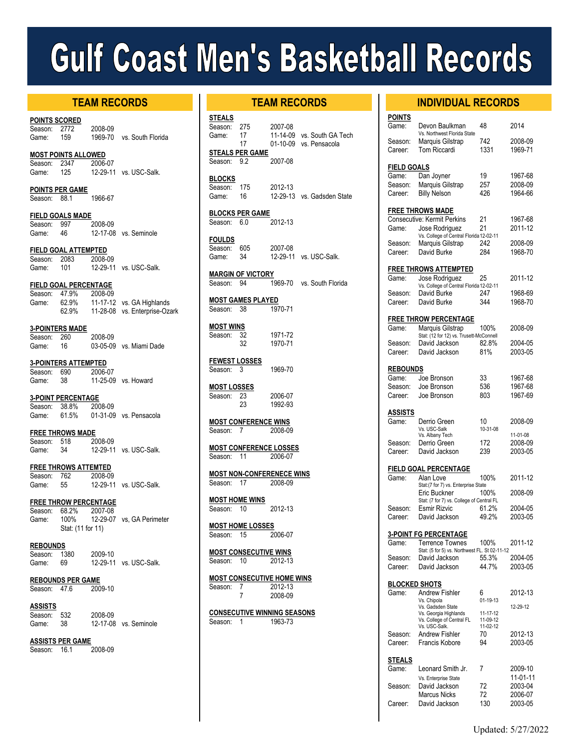# Gulf Coast Men's Basketball Records

## TEAM RECORDS

**POINTS SCORED**

| | | | |
|---|---|---|---|
| Season: | 2772 | 2008-09 | |
| Game: | 159 | 1969-70 | vs. South Florida |

**MOST POINTS ALLOWED**

| | | | |
|---|---|---|---|
| Season: | 2347 | 2006-07 | |
| Game: | 125 | 12-29-11 | vs. USC-Salk. |

**POINTS PER GAME**

| | | |
|---|---|---|
| Season: | 88.1 | 1966-67 |

**FIELD GOALS MADE**

| | | | |
|---|---|---|---|
| Season: | 997 | 2008-09 | |
| Game: | 46 | 12-17-08 | vs. Seminole |

**FIELD GOAL ATTEMPTED**

| | | | |
|---|---|---|---|
| Season: | 2083 | 2008-09 | |
| Game: | 101 | 12-29-11 | vs. USC-Salk. |

**FIELD GOAL PERCENTAGE**

| | | | |
|---|---|---|---|
| Season: | 47.9% | 2008-09 | |
| Game: | 62.9% | 11-17-12 | vs. GA Highlands |
| | 62.9% | 11-28-08 | vs. Enterprise-Ozark |

**3-POINTERS MADE**

| | | | |
|---|---|---|---|
| Season: | 260 | 2008-09 | |
| Game: | 16 | 03-05-09 | vs. Miami Dade |

**3-POINTERS ATTEMPTED**

| | | | |
|---|---|---|---|
| Season: | 690 | 2006-07 | |
| Game: | 38 | 11-25-09 | vs. Howard |

**3-POINT PERCENTAGE**

| | | | |
|---|---|---|---|
| Season: | 38.8% | 2008-09 | |
| Game: | 61.5% | 01-31-09 | vs. Pensacola |

**FREE THROWS MADE**

| | | | |
|---|---|---|---|
| Season: | 518 | 2008-09 | |
| Game: | 34 | 12-29-11 | vs. USC-Salk. |

**FREE THROWS ATTEMTED**

| | | | |
|---|---|---|---|
| Season: | 762 | 2008-09 | |
| Game: | 55 | 12-29-11 | vs. USC-Salk. |

**FREE THROW PERCENTAGE**

| | | | |
|---|---|---|---|
| Season: | 68.2% | 2007-08 | |
| Game: | 100% | 12-29-07 | vs, GA Perimeter |
| | Stat: (11 for 11) | | |

**REBOUNDS**

| | | | |
|---|---|---|---|
| Season: | 1380 | 2009-10 | |
| Game: | 69 | 12-29-11 | vs. USC-Salk. |

**REBOUNDS PER GAME**

| | | |
|---|---|---|
| Season: | 47.6 | 2009-10 |

**ASSISTS**

| | | | |
|---|---|---|---|
| Season: | 532 | 2008-09 | |
| Game: | 38 | 12-17-08 | vs. Seminole |

**ASSISTS PER GAME**

| | | |
|---|---|---|
| Season: | 16.1 | 2008-09 |

## TEAM RECORDS

**STEALS**

| | | | |
|---|---|---|---|
| Season: | 275 | 2007-08 | |
| Game: | 17 | 11-14-09 | vs. South GA Tech |
| | 17 | 01-10-09 | vs. Pensacola |

**STEALS PER GAME**

| | | |
|---|---|---|
| Season: | 9.2 | 2007-08 |

**BLOCKS**

| | | | |
|---|---|---|---|
| Season: | 175 | 2012-13 | |
| Game: | 16 | 12-29-13 | vs. Gadsden State |

**BLOCKS PER GAME**

| | | |
|---|---|---|
| Season: | 6.0 | 2012-13 |

**FOULDS**

| | | | |
|---|---|---|---|
| Season: | 605 | 2007-08 | |
| Game: | 34 | 12-29-11 | vs. USC-Salk. |

**MARGIN OF VICTORY**

| | | | |
|---|---|---|---|
| Season: | 94 | 1969-70 | vs. South Florida |

**MOST GAMES PLAYED**

| | | |
|---|---|---|
| Season: | 38 | 1970-71 |

**MOST WINS**

| | | |
|---|---|---|
| Season: | 32 | 1971-72 |
| | 32 | 1970-71 |

**FEWEST LOSSES**

| | | |
|---|---|---|
| Season: | 3 | 1969-70 |

**MOST LOSSES**

| | | |
|---|---|---|
| Season: | 23 | 2006-07 |
| | 23 | 1992-93 |

**MOST CONFERENCE WINS**

| | | |
|---|---|---|
| Season: | 7 | 2008-09 |

**MOST CONFERENCE LOSSES**

| | | |
|---|---|---|
| Season: | 11 | 2006-07 |

**MOST NON-CONFERENCE WINS**

| | | |
|---|---|---|
| Season: | 17 | 2008-09 |

**MOST HOME WINS**

| | | |
|---|---|---|
| Season: | 10 | 2012-13 |

**MOST HOME LOSSES**

| | | |
|---|---|---|
| Season: | 15 | 2006-07 |

**MOST CONSECUTIVE WINS**

| | | |
|---|---|---|
| Season: | 10 | 2012-13 |

**MOST CONSECUTIVE HOME WINS**

| | | |
|---|---|---|
| Season: | 7 | 2012-13 |
| | 7 | 2008-09 |

**CONSECUTIVE WINNING SEASONS**

| | | |
|---|---|---|
| Season: | 1 | 1963-73 |

## INDIVIDUAL RECORDS

**POINTS**

| | | | |
|---|---|---|---|
| Game: | Devon Baulkman (Vs. Northwest Florida State) | 48 | 2014 |
| Season: | Marquis Gilstrap | 742 | 2008-09 |
| Career: | Tom Riccardi | 1331 | 1969-71 |

**FIELD GOALS**

| | | | |
|---|---|---|---|
| Game: | Dan Joyner | 19 | 1967-68 |
| Season: | Marquis Gilstrap | 257 | 2008-09 |
| Career: | Billy Nelson | 426 | 1964-66 |

**FREE THROWS MADE**

| | | | |
|---|---|---|---|
| Consecutive: | Kermit Perkins | 21 | 1967-68 |
| Game: | Jose Rodriguez (Vs. College of Central Florida 12-02-11) | 21 | 2011-12 |
| Season: | Marquis Gilstrap | 242 | 2008-09 |
| Career: | David Burke | 284 | 1968-70 |

**FREE THROWS ATTEMPTED**

| | | | |
|---|---|---|---|
| Game: | Jose Rodriguez (Vs. College of Central Florida 12-02-11) | 25 | 2011-12 |
| Season: | David Burke | 247 | 1968-69 |
| Career: | David Burke | 344 | 1968-70 |

**FREE THROW PERCENTAGE**

| | | | |
|---|---|---|---|
| Game: | Marquis Gilstrap (Stat: (12 for 12) vs. Trusett-McConnell) | 100% | 2008-09 |
| Season: | David Jackson | 82.8% | 2004-05 |
| Career: | David Jackson | 81% | 2003-05 |

**REBOUNDS**

| | | | |
|---|---|---|---|
| Game: | Joe Bronson | 33 | 1967-68 |
| Season: | Joe Bronson | 536 | 1967-68 |
| Career: | Joe Bronson | 803 | 1967-69 |

**ASSISTS**

| | | | |
|---|---|---|---|
| Game: | Derrio Green (Vs. USC-Salk 10-31-08; Vs. Albany Tech 11-01-08) | 10 | 2008-09 |
| Season: | Derrio Green | 172 | 2008-09 |
| Career: | David Jackson | 239 | 2003-05 |

**FIELD GOAL PERCENTAGE**

| | | | |
|---|---|---|---|
| Game: | Alan Love (Stat:(7 for 7) vs. Enterprise State) | 100% | 2011-12 |
| | Eric Buckner (Stat: (7 for 7) vs. College of Central FL) | 100% | 2008-09 |
| Season: | Esmir Rizvic | 61.2% | 2004-05 |
| Career: | David Jackson | 49.2% | 2003-05 |

**3-POINT FG PERCENTAGE**

| | | | |
|---|---|---|---|
| Game: | Terrence Townes (Stat: (5 for 5) vs. Northwest FL. St 02-11-12) | 100% | 2011-12 |
| Season: | David Jackson | 55.3% | 2004-05 |
| Career: | David Jackson | 44.7% | 2003-05 |

**BLOCKED SHOTS**

| | | | |
|---|---|---|---|
| Game: | Andrew Fishler (Vs. Chipola 01-19-13; Vs. Gadsden State 12-29-12; Vs. Georgia Highlands 11-17-12; Vs. College of Central FL 11-09-12; Vs. USC-Salk. 11-02-12) | 6 | 2012-13 |
| Season: | Andrew Fishler | 70 | 2012-13 |
| Career: | Francis Kobore | 94 | 2003-05 |

**STEALS**

| | | | |
|---|---|---|---|
| Game: | Leonard Smith Jr. (Vs. Enterprise State) | 7 | 2009-10 (11-01-11) |
| Season: | David Jackson | 72 | 2003-04 |
| | Marcus Nicks | 72 | 2006-07 |
| Career: | David Jackson | 130 | 2003-05 |

Updated: 5/27/2022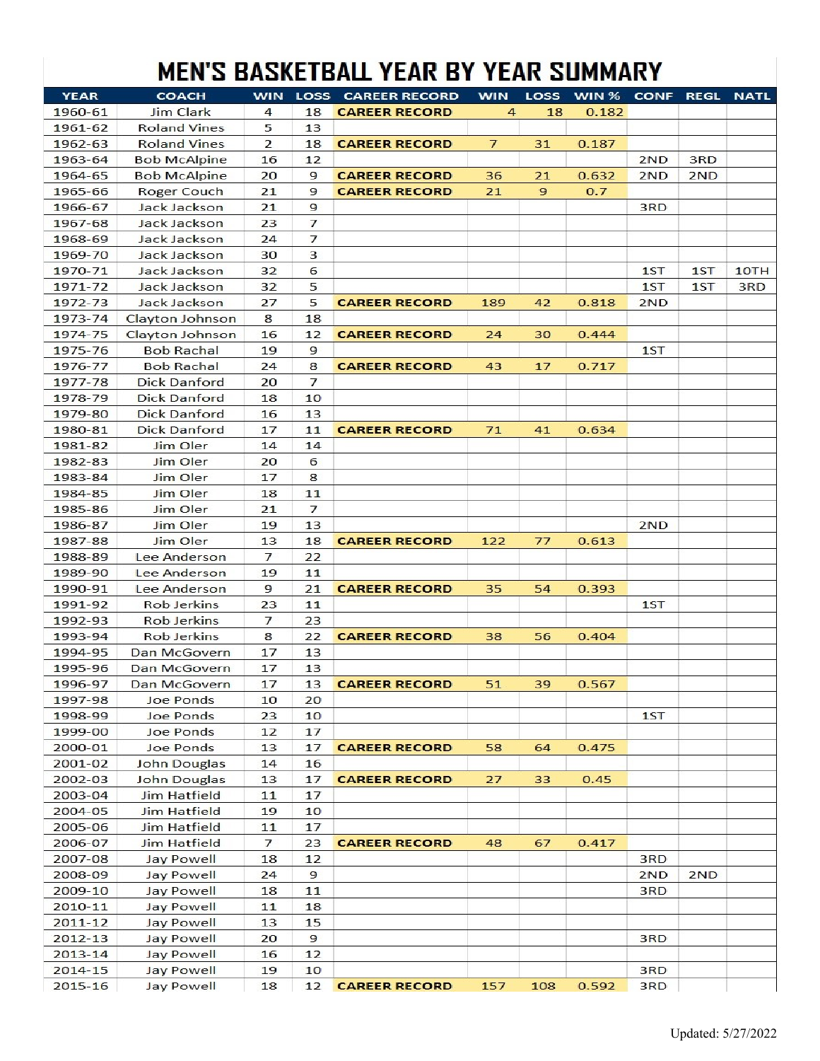# MEN'S BASKETBALL YEAR BY YEAR SUMMARY

| YEAR | COACH | WIN | LOSS | CAREER RECORD | WIN | LOSS | WIN % | CONF | REGL | NATL |
|---|---|---|---|---|---|---|---|---|---|---|
| 1960-61 | Jim Clark | 4 | 18 | CAREER RECORD | 4 | 18 | 0.182 | | | |
| 1961-62 | Roland Vines | 5 | 13 | | | | | | | |
| 1962-63 | Roland Vines | 2 | 18 | CAREER RECORD | 7 | 31 | 0.187 | | | |
| 1963-64 | Bob McAlpine | 16 | 12 | | | | | 2ND | 3RD | |
| 1964-65 | Bob McAlpine | 20 | 9 | CAREER RECORD | 36 | 21 | 0.632 | 2ND | 2ND | |
| 1965-66 | Roger Couch | 21 | 9 | CAREER RECORD | 21 | 9 | 0.7 | | | |
| 1966-67 | Jack Jackson | 21 | 9 | | | | | 3RD | | |
| 1967-68 | Jack Jackson | 23 | 7 | | | | | | | |
| 1968-69 | Jack Jackson | 24 | 7 | | | | | | | |
| 1969-70 | Jack Jackson | 30 | 3 | | | | | | | |
| 1970-71 | Jack Jackson | 32 | 6 | | | | | 1ST | 1ST | 10TH |
| 1971-72 | Jack Jackson | 32 | 5 | | | | | 1ST | 1ST | 3RD |
| 1972-73 | Jack Jackson | 27 | 5 | CAREER RECORD | 189 | 42 | 0.818 | 2ND | | |
| 1973-74 | Clayton Johnson | 8 | 18 | | | | | | | |
| 1974-75 | Clayton Johnson | 16 | 12 | CAREER RECORD | 24 | 30 | 0.444 | | | |
| 1975-76 | Bob Rachal | 19 | 9 | | | | | 1ST | | |
| 1976-77 | Bob Rachal | 24 | 8 | CAREER RECORD | 43 | 17 | 0.717 | | | |
| 1977-78 | Dick Danford | 20 | 7 | | | | | | | |
| 1978-79 | Dick Danford | 18 | 10 | | | | | | | |
| 1979-80 | Dick Danford | 16 | 13 | | | | | | | |
| 1980-81 | Dick Danford | 17 | 11 | CAREER RECORD | 71 | 41 | 0.634 | | | |
| 1981-82 | Jim Oler | 14 | 14 | | | | | | | |
| 1982-83 | Jim Oler | 20 | 6 | | | | | | | |
| 1983-84 | Jim Oler | 17 | 8 | | | | | | | |
| 1984-85 | Jim Oler | 18 | 11 | | | | | | | |
| 1985-86 | Jim Oler | 21 | 7 | | | | | | | |
| 1986-87 | Jim Oler | 19 | 13 | | | | | 2ND | | |
| 1987-88 | Jim Oler | 13 | 18 | CAREER RECORD | 122 | 77 | 0.613 | | | |
| 1988-89 | Lee Anderson | 7 | 22 | | | | | | | |
| 1989-90 | Lee Anderson | 19 | 11 | | | | | | | |
| 1990-91 | Lee Anderson | 9 | 21 | CAREER RECORD | 35 | 54 | 0.393 | | | |
| 1991-92 | Rob Jerkins | 23 | 11 | | | | | 1ST | | |
| 1992-93 | Rob Jerkins | 7 | 23 | | | | | | | |
| 1993-94 | Rob Jerkins | 8 | 22 | CAREER RECORD | 38 | 56 | 0.404 | | | |
| 1994-95 | Dan McGovern | 17 | 13 | | | | | | | |
| 1995-96 | Dan McGovern | 17 | 13 | | | | | | | |
| 1996-97 | Dan McGovern | 17 | 13 | CAREER RECORD | 51 | 39 | 0.567 | | | |
| 1997-98 | Joe Ponds | 10 | 20 | | | | | | | |
| 1998-99 | Joe Ponds | 23 | 10 | | | | | 1ST | | |
| 1999-00 | Joe Ponds | 12 | 17 | | | | | | | |
| 2000-01 | Joe Ponds | 13 | 17 | CAREER RECORD | 58 | 64 | 0.475 | | | |
| 2001-02 | John Douglas | 14 | 16 | | | | | | | |
| 2002-03 | John Douglas | 13 | 17 | CAREER RECORD | 27 | 33 | 0.45 | | | |
| 2003-04 | Jim Hatfield | 11 | 17 | | | | | | | |
| 2004-05 | Jim Hatfield | 19 | 10 | | | | | | | |
| 2005-06 | Jim Hatfield | 11 | 17 | | | | | | | |
| 2006-07 | Jim Hatfield | 7 | 23 | CAREER RECORD | 48 | 67 | 0.417 | | | |
| 2007-08 | Jay Powell | 18 | 12 | | | | | 3RD | | |
| 2008-09 | Jay Powell | 24 | 9 | | | | | 2ND | 2ND | |
| 2009-10 | Jay Powell | 18 | 11 | | | | | 3RD | | |
| 2010-11 | Jay Powell | 11 | 18 | | | | | | | |
| 2011-12 | Jay Powell | 13 | 15 | | | | | | | |
| 2012-13 | Jay Powell | 20 | 9 | | | | | 3RD | | |
| 2013-14 | Jay Powell | 16 | 12 | | | | | | | |
| 2014-15 | Jay Powell | 19 | 10 | | | | | 3RD | | |
| 2015-16 | Jay Powell | 18 | 12 | CAREER RECORD | 157 | 108 | 0.592 | 3RD | | |

Updated: 5/27/2022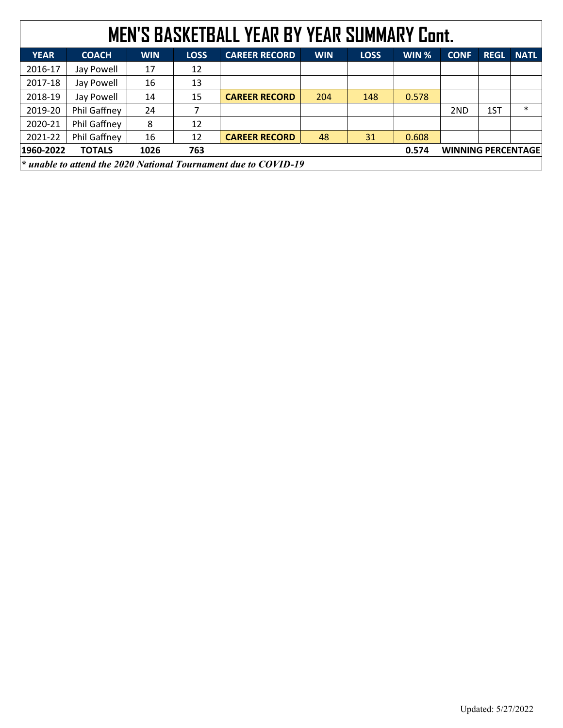# MEN'S BASKETBALL YEAR BY YEAR SUMMARY Cont.

| YEAR | COACH | WIN | LOSS | CAREER RECORD | WIN | LOSS | WIN % | CONF | REGL | NATL |
|---|---|---|---|---|---|---|---|---|---|---|
| 2016-17 | Jay Powell | 17 | 12 | | | | | | | |
| 2017-18 | Jay Powell | 16 | 13 | | | | | | | |
| 2018-19 | Jay Powell | 14 | 15 | **CAREER RECORD** | 204 | 148 | 0.578 | | | |
| 2019-20 | Phil Gaffney | 24 | 7 | | | | | 2ND | 1ST | * |
| 2020-21 | Phil Gaffney | 8 | 12 | | | | | | | |
| 2021-22 | Phil Gaffney | 16 | 12 | **CAREER RECORD** | 48 | 31 | 0.608 | | | |
| **1960-2022** | **TOTALS** | **1026** | **763** | | | | **0.574** | **WINNING PERCENTAGE** | | |

***\* unable to attend the 2020 National Tournament due to COVID-19***

Updated: 5/27/2022